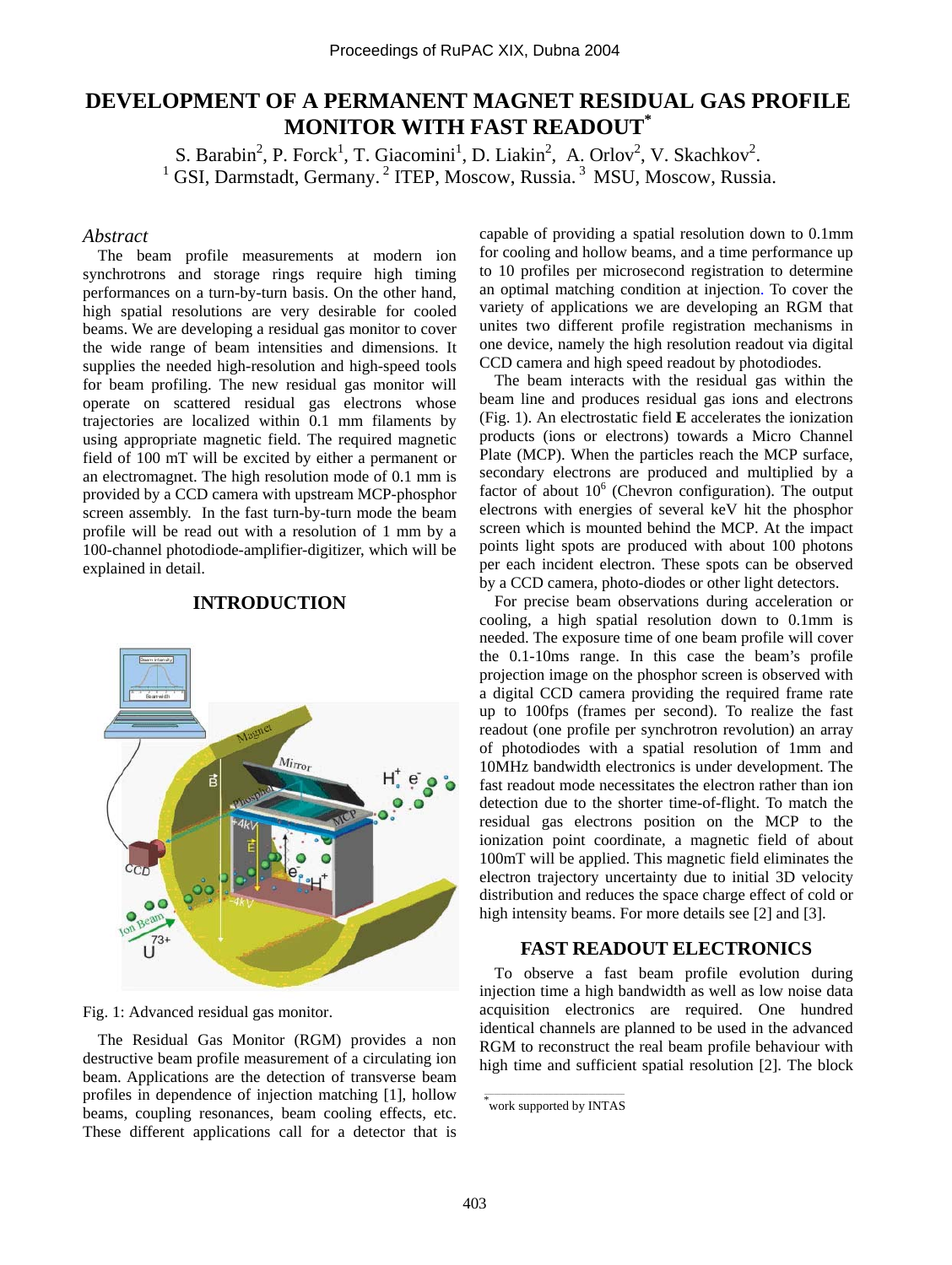# DEVELOPMENT OF A PERMANENT MAGNET RESIDUAL GAS PROFILE MONITOR WITH FAST READOUT*

S. Barabin[2], P. Forck[1], T. Giacomini[1], D. Liakin[2], A. Orlov[2], V. Skachkov[2].

[1] GSI, Darmstadt, Germany. [2] ITEP, Moscow, Russia. [3] MSU, Moscow, Russia.

### *Abstract*

The beam profile measurements at modern ion synchrotrons and storage rings require high timing performances on a turn-by-turn basis. On the other hand, high spatial resolutions are very desirable for cooled beams. We are developing a residual gas monitor to cover the wide range of beam intensities and dimensions. It supplies the needed high-resolution and high-speed tools for beam profiling. The new residual gas monitor will operate on scattered residual gas electrons whose trajectories are localized within 0.1 mm filaments by using appropriate magnetic field. The required magnetic field of 100 mT will be excited by either a permanent or an electromagnet. The high resolution mode of 0.1 mm is provided by a CCD camera with upstream MCP-phosphor screen assembly. In the fast turn-by-turn mode the beam profile will be read out with a resolution of 1 mm by a 100-channel photodiode-amplifier-digitizer, which will be explained in detail.

## INTRODUCTION

Fig. 1: Advanced residual gas monitor.

The Residual Gas Monitor (RGM) provides a non destructive beam profile measurement of a circulating ion beam. Applications are the detection of transverse beam profiles in dependence of injection matching [1], hollow beams, coupling resonances, beam cooling effects, etc. These different applications call for a detector that is capable of providing a spatial resolution down to 0.1mm for cooling and hollow beams, and a time performance up to 10 profiles per microsecond registration to determine an optimal matching condition at injection. To cover the variety of applications we are developing an RGM that unites two different profile registration mechanisms in one device, namely the high resolution readout via digital CCD camera and high speed readout by photodiodes.

The beam interacts with the residual gas within the beam line and produces residual gas ions and electrons (Fig. 1). An electrostatic field **E** accelerates the ionization products (ions or electrons) towards a Micro Channel Plate (MCP). When the particles reach the MCP surface, secondary electrons are produced and multiplied by a factor of about $10^6$ (Chevron configuration). The output electrons with energies of several keV hit the phosphor screen which is mounted behind the MCP. At the impact points light spots are produced with about 100 photons per each incident electron. These spots can be observed by a CCD camera, photo-diodes or other light detectors.

For precise beam observations during acceleration or cooling, a high spatial resolution down to 0.1mm is needed. The exposure time of one beam profile will cover the 0.1-10ms range. In this case the beam's profile projection image on the phosphor screen is observed with a digital CCD camera providing the required frame rate up to 100fps (frames per second). To realize the fast readout (one profile per synchrotron revolution) an array of photodiodes with a spatial resolution of 1mm and 10MHz bandwidth electronics is under development. The fast readout mode necessitates the electron rather than ion detection due to the shorter time-of-flight. To match the residual gas electrons position on the MCP to the ionization point coordinate, a magnetic field of about 100mT will be applied. This magnetic field eliminates the electron trajectory uncertainty due to initial 3D velocity distribution and reduces the space charge effect of cold or high intensity beams. For more details see [2] and [3].

## FAST READOUT ELECTRONICS

To observe a fast beam profile evolution during injection time a high bandwidth as well as low noise data acquisition electronics are required. One hundred identical channels are planned to be used in the advanced RGM to reconstruct the real beam profile behaviour with high time and sufficient spatial resolution [2]. The block

*work supported by INTAS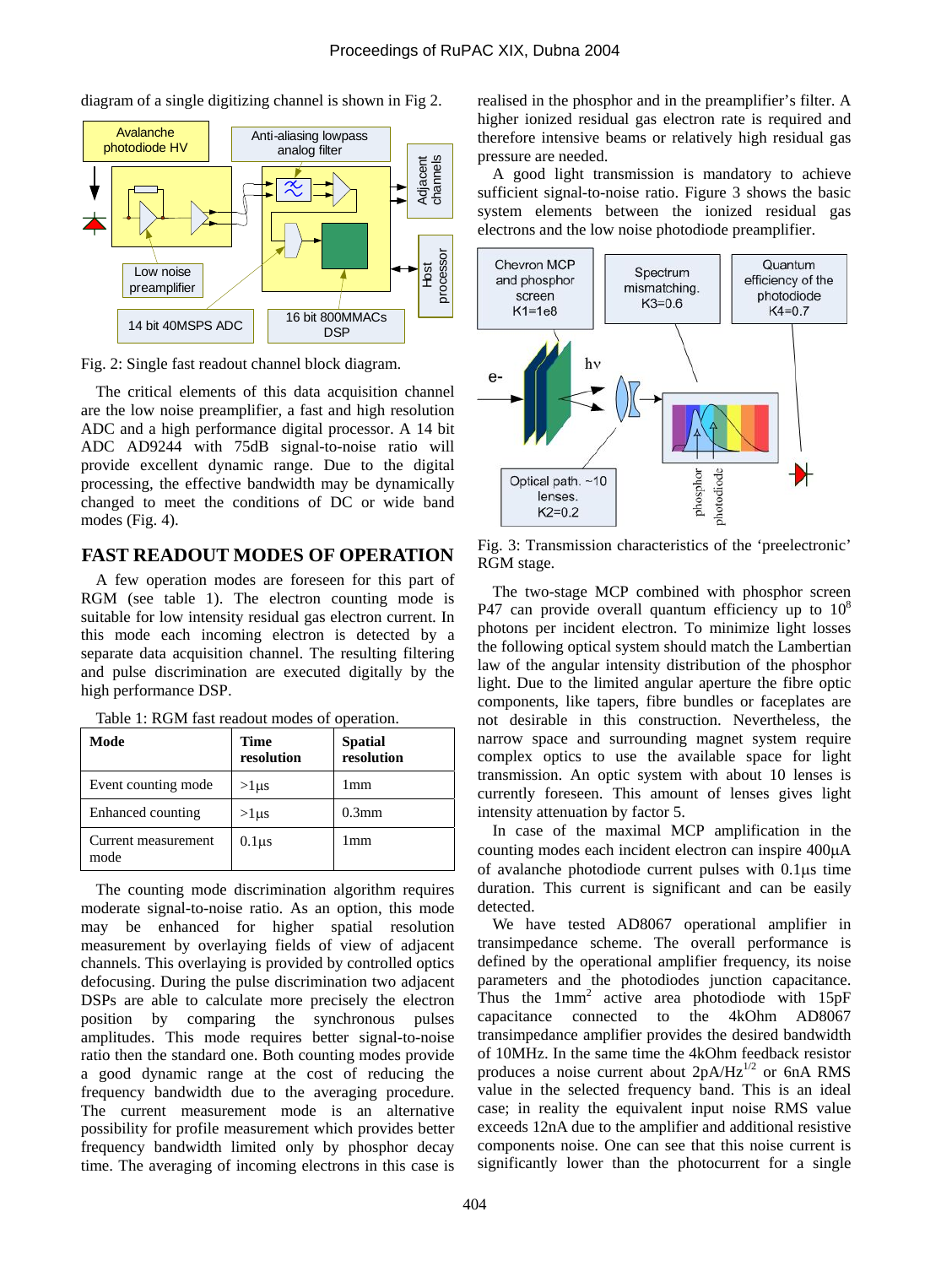diagram of a single digitizing channel is shown in Fig 2.

Fig. 2: Single fast readout channel block diagram.

The critical elements of this data acquisition channel are the low noise preamplifier, a fast and high resolution ADC and a high performance digital processor. A 14 bit ADC AD9244 with 75dB signal-to-noise ratio will provide excellent dynamic range. Due to the digital processing, the effective bandwidth may be dynamically changed to meet the conditions of DC or wide band modes (Fig. 4).

## FAST READOUT MODES OF OPERATION

A few operation modes are foreseen for this part of RGM (see table 1). The electron counting mode is suitable for low intensity residual gas electron current. In this mode each incoming electron is detected by a separate data acquisition channel. The resulting filtering and pulse discrimination are executed digitally by the high performance DSP.

Table 1: RGM fast readout modes of operation.

| Mode | Time resolution | Spatial resolution |
|---|---|---|
| Event counting mode | >1µs | 1mm |
| Enhanced counting | >1µs | 0.3mm |
| Current measurement mode | 0.1µs | 1mm |

The counting mode discrimination algorithm requires moderate signal-to-noise ratio. As an option, this mode may be enhanced for higher spatial resolution measurement by overlaying fields of view of adjacent channels. This overlaying is provided by controlled optics defocusing. During the pulse discrimination two adjacent DSPs are able to calculate more precisely the electron position by comparing the synchronous pulses amplitudes. This mode requires better signal-to-noise ratio then the standard one. Both counting modes provide a good dynamic range at the cost of reducing the frequency bandwidth due to the averaging procedure. The current measurement mode is an alternative possibility for profile measurement which provides better frequency bandwidth limited only by phosphor decay time. The averaging of incoming electrons in this case is realised in the phosphor and in the preamplifier's filter. A higher ionized residual gas electron rate is required and therefore intensive beams or relatively high residual gas pressure are needed.

A good light transmission is mandatory to achieve sufficient signal-to-noise ratio. Figure 3 shows the basic system elements between the ionized residual gas electrons and the low noise photodiode preamplifier.

Fig. 3: Transmission characteristics of the 'preelectronic' RGM stage.

The two-stage MCP combined with phosphor screen P47 can provide overall quantum efficiency up to $10^8$ photons per incident electron. To minimize light losses the following optical system should match the Lambertian law of the angular intensity distribution of the phosphor light. Due to the limited angular aperture the fibre optic components, like tapers, fibre bundles or faceplates are not desirable in this construction. Nevertheless, the narrow space and surrounding magnet system require complex optics to use the available space for light transmission. An optic system with about 10 lenses is currently foreseen. This amount of lenses gives light intensity attenuation by factor 5.

In case of the maximal MCP amplification in the counting modes each incident electron can inspire 400µA of avalanche photodiode current pulses with 0.1µs time duration. This current is significant and can be easily detected.

We have tested AD8067 operational amplifier in transimpedance scheme. The overall performance is defined by the operational amplifier frequency, its noise parameters and the photodiodes junction capacitance. Thus the $1mm^2$ active area photodiode with 15pF capacitance connected to the 4kOhm AD8067 transimpedance amplifier provides the desired bandwidth of 10MHz. In the same time the 4kOhm feedback resistor produces a noise current about $2pA/Hz^{1/2}$ or 6nA RMS value in the selected frequency band. This is an ideal case; in reality the equivalent input noise RMS value exceeds 12nA due to the amplifier and additional resistive components noise. One can see that this noise current is significantly lower than the photocurrent for a single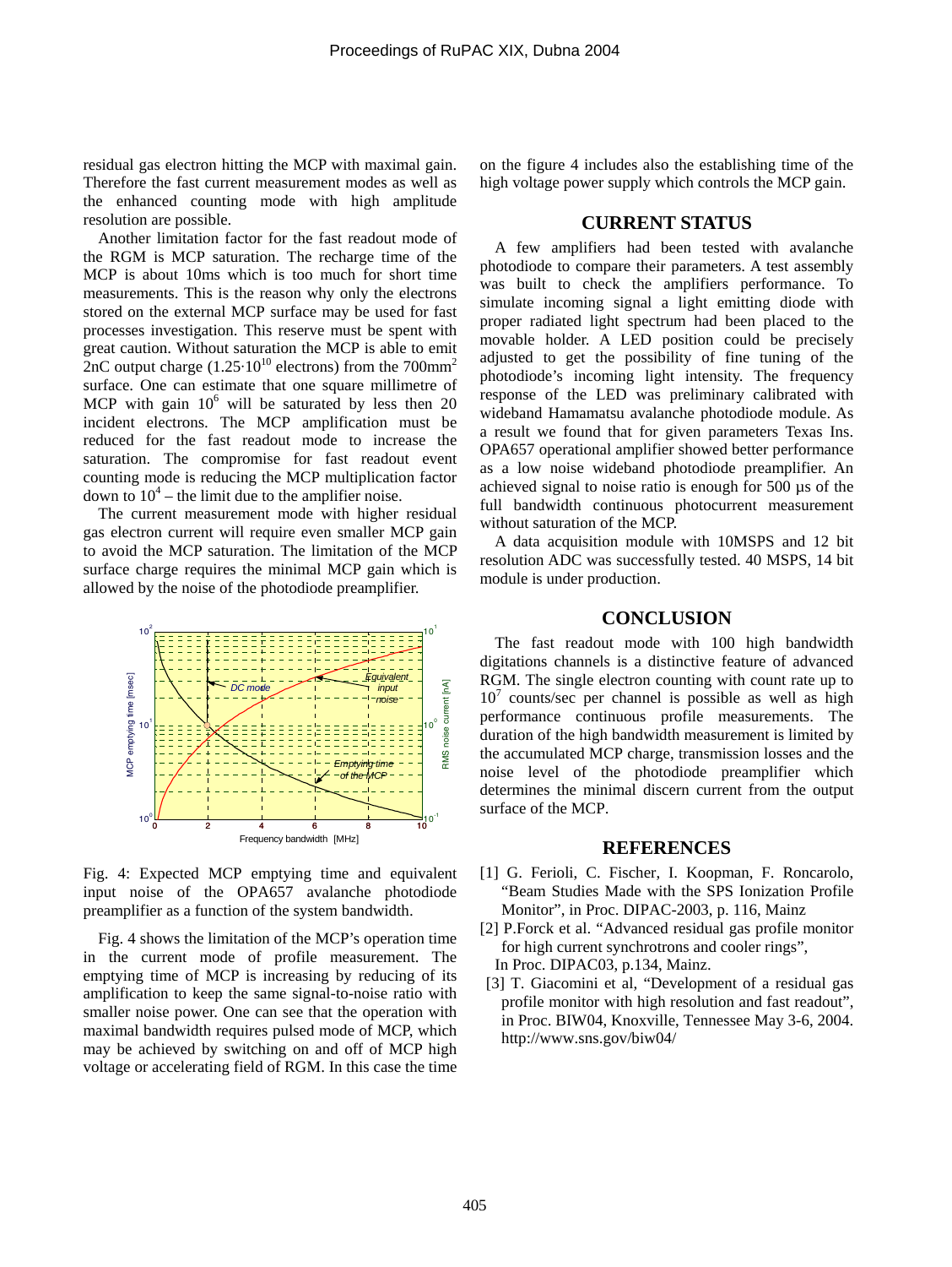residual gas electron hitting the MCP with maximal gain. Therefore the fast current measurement modes as well as the enhanced counting mode with high amplitude resolution are possible.

Another limitation factor for the fast readout mode of the RGM is MCP saturation. The recharge time of the MCP is about 10ms which is too much for short time measurements. This is the reason why only the electrons stored on the external MCP surface may be used for fast processes investigation. This reserve must be spent with great caution. Without saturation the MCP is able to emit 2nC output charge ($1.25 \cdot 10^{10}$ electrons) from the 700mm$^2$ surface. One can estimate that one square millimetre of MCP with gain $10^6$ will be saturated by less then 20 incident electrons. The MCP amplification must be reduced for the fast readout mode to increase the saturation. The compromise for fast readout event counting mode is reducing the MCP multiplication factor down to $10^4$ – the limit due to the amplifier noise.

The current measurement mode with higher residual gas electron current will require even smaller MCP gain to avoid the MCP saturation. The limitation of the MCP surface charge requires the minimal MCP gain which is allowed by the noise of the photodiode preamplifier.

MCP emptying time [msec]
RMS noise current [nA]
Frequency bandwidth [MHz]
DC mode
Equivalent input noise
Emptying time of the MCP
10^2
10^1
10^0
10^1
10^0
10^-1
0 2 4 6 8 10

Fig. 4: Expected MCP emptying time and equivalent input noise of the OPA657 avalanche photodiode preamplifier as a function of the system bandwidth.

Fig. 4 shows the limitation of the MCP's operation time in the current mode of profile measurement. The emptying time of MCP is increasing by reducing of its amplification to keep the same signal-to-noise ratio with smaller noise power. One can see that the operation with maximal bandwidth requires pulsed mode of MCP, which may be achieved by switching on and off of MCP high voltage or accelerating field of RGM. In this case the time on the figure 4 includes also the establishing time of the high voltage power supply which controls the MCP gain.

## CURRENT STATUS

A few amplifiers had been tested with avalanche photodiode to compare their parameters. A test assembly was built to check the amplifiers performance. To simulate incoming signal a light emitting diode with proper radiated light spectrum had been placed to the movable holder. A LED position could be precisely adjusted to get the possibility of fine tuning of the photodiode's incoming light intensity. The frequency response of the LED was preliminary calibrated with wideband Hamamatsu avalanche photodiode module. As a result we found that for given parameters Texas Ins. OPA657 operational amplifier showed better performance as a low noise wideband photodiode preamplifier. An achieved signal to noise ratio is enough for 500 µs of the full bandwidth continuous photocurrent measurement without saturation of the MCP.

A data acquisition module with 10MSPS and 12 bit resolution ADC was successfully tested. 40 MSPS, 14 bit module is under production.

## CONCLUSION

The fast readout mode with 100 high bandwidth digitations channels is a distinctive feature of advanced RGM. The single electron counting with count rate up to $10^7$ counts/sec per channel is possible as well as high performance continuous profile measurements. The duration of the high bandwidth measurement is limited by the accumulated MCP charge, transmission losses and the noise level of the photodiode preamplifier which determines the minimal discern current from the output surface of the MCP.

## REFERENCES

[1] G. Ferioli, C. Fischer, I. Koopman, F. Roncarolo, "Beam Studies Made with the SPS Ionization Profile Monitor", in Proc. DIPAC-2003, p. 116, Mainz

[2] P.Forck et al. "Advanced residual gas profile monitor for high current synchrotrons and cooler rings", In Proc. DIPAC03, p.134, Mainz.

[3] T. Giacomini et al, "Development of a residual gas profile monitor with high resolution and fast readout", in Proc. BIW04, Knoxville, Tennessee May 3-6, 2004. http://www.sns.gov/biw04/